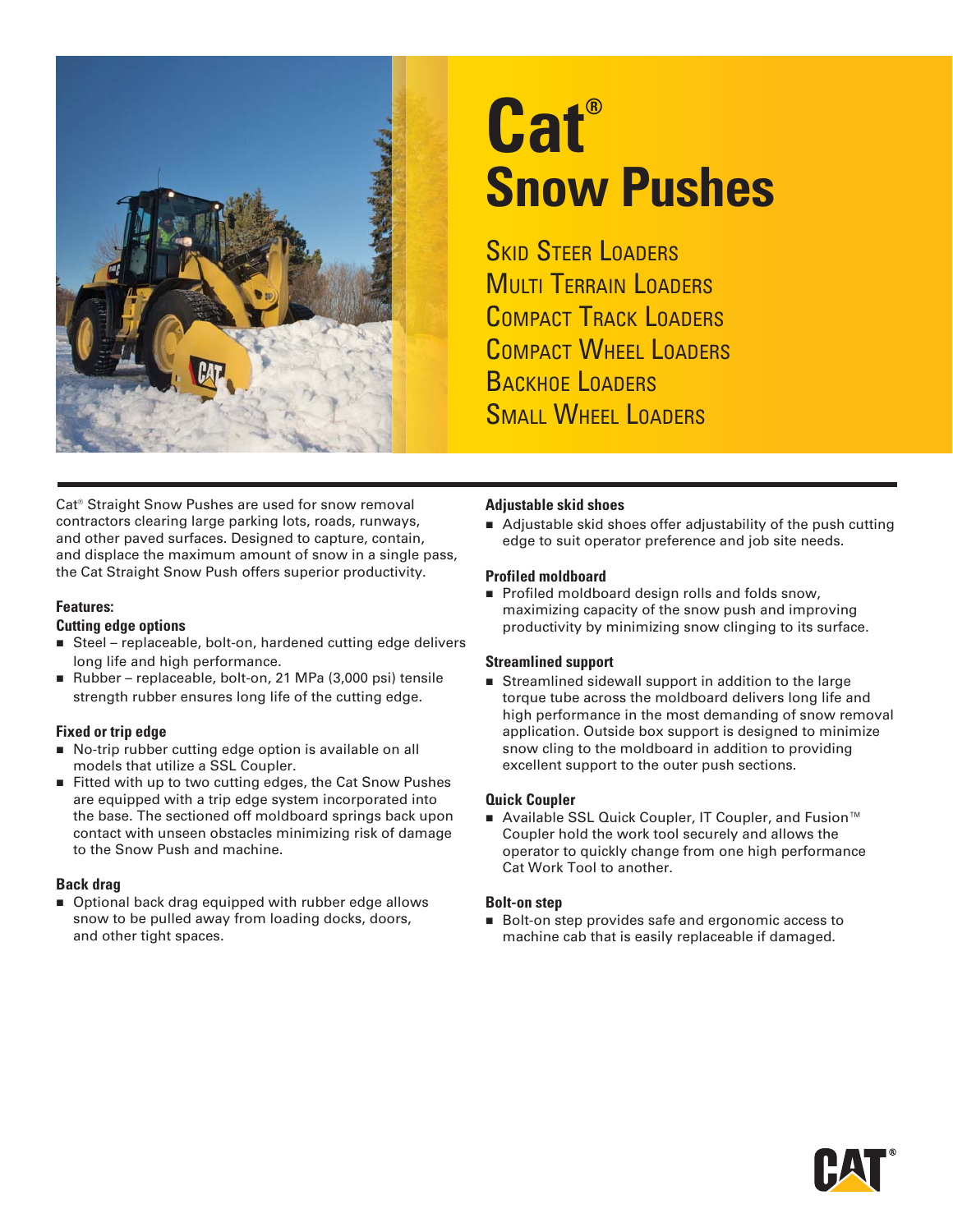# Cat® Snow Pushes

## Skid Steer Loaders
## Multi Terrain Loaders
## Compact Track Loaders
## Compact Wheel Loaders
## Backhoe Loaders
## Small Wheel Loaders

Cat® Straight Snow Pushes are used for snow removal contractors clearing large parking lots, roads, runways, and other paved surfaces. Designed to capture, contain, and displace the maximum amount of snow in a single pass, the Cat Straight Snow Push offers superior productivity.

**Features:**

**Cutting edge options**

- Steel – replaceable, bolt-on, hardened cutting edge delivers long life and high performance.
- Rubber – replaceable, bolt-on, 21 MPa (3,000 psi) tensile strength rubber ensures long life of the cutting edge.

**Fixed or trip edge**

- No-trip rubber cutting edge option is available on all models that utilize a SSL Coupler.
- Fitted with up to two cutting edges, the Cat Snow Pushes are equipped with a trip edge system incorporated into the base. The sectioned off moldboard springs back upon contact with unseen obstacles minimizing risk of damage to the Snow Push and machine.

**Back drag**

- Optional back drag equipped with rubber edge allows snow to be pulled away from loading docks, doors, and other tight spaces.

**Adjustable skid shoes**

- Adjustable skid shoes offer adjustability of the push cutting edge to suit operator preference and job site needs.

**Profiled moldboard**

- Profiled moldboard design rolls and folds snow, maximizing capacity of the snow push and improving productivity by minimizing snow clinging to its surface.

**Streamlined support**

- Streamlined sidewall support in addition to the large torque tube across the moldboard delivers long life and high performance in the most demanding of snow removal application. Outside box support is designed to minimize snow cling to the moldboard in addition to providing excellent support to the outer push sections.

**Quick Coupler**

- Available SSL Quick Coupler, IT Coupler, and Fusion™ Coupler hold the work tool securely and allows the operator to quickly change from one high performance Cat Work Tool to another.

**Bolt-on step**

- Bolt-on step provides safe and ergonomic access to machine cab that is easily replaceable if damaged.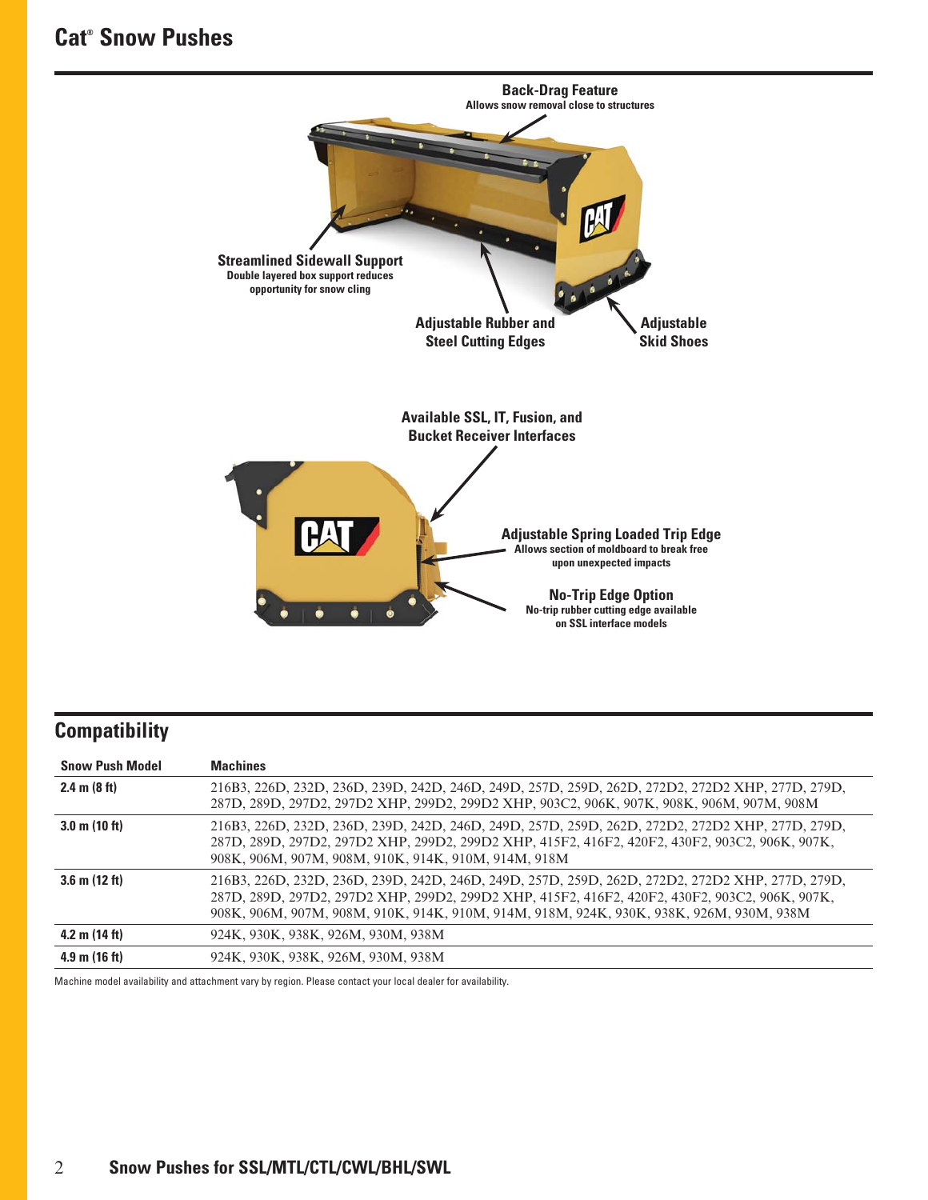# Cat® Snow Pushes

**Back-Drag Feature**
Allows snow removal close to structures

**Streamlined Sidewall Support**
Double layered box support reduces opportunity for snow cling

**Adjustable Rubber and Steel Cutting Edges**

**Adjustable Skid Shoes**

**Available SSL, IT, Fusion, and Bucket Receiver Interfaces**

**Adjustable Spring Loaded Trip Edge**
Allows section of moldboard to break free upon unexpected impacts

**No-Trip Edge Option**
No-trip rubber cutting edge available on SSL interface models

## Compatibility

| Snow Push Model | Machines |
|---|---|
| **2.4 m (8 ft)** | 216B3, 226D, 232D, 236D, 239D, 242D, 246D, 249D, 257D, 259D, 262D, 272D2, 272D2 XHP, 277D, 279D, 287D, 289D, 297D2, 297D2 XHP, 299D2, 299D2 XHP, 903C2, 906K, 907K, 908K, 906M, 907M, 908M |
| **3.0 m (10 ft)** | 216B3, 226D, 232D, 236D, 239D, 242D, 246D, 249D, 257D, 259D, 262D, 272D2, 272D2 XHP, 277D, 279D, 287D, 289D, 297D2, 297D2 XHP, 299D2, 299D2 XHP, 415F2, 416F2, 420F2, 430F2, 903C2, 906K, 907K, 908K, 906M, 907M, 908M, 910K, 914K, 910M, 914M, 918M |
| **3.6 m (12 ft)** | 216B3, 226D, 232D, 236D, 239D, 242D, 246D, 249D, 257D, 259D, 262D, 272D2, 272D2 XHP, 277D, 279D, 287D, 289D, 297D2, 297D2 XHP, 299D2, 299D2 XHP, 415F2, 416F2, 420F2, 430F2, 903C2, 906K, 907K, 908K, 906M, 907M, 908M, 910K, 914K, 910M, 914M, 918M, 924K, 930K, 938K, 926M, 930M, 938M |
| **4.2 m (14 ft)** | 924K, 930K, 938K, 926M, 930M, 938M |
| **4.9 m (16 ft)** | 924K, 930K, 938K, 926M, 930M, 938M |

Machine model availability and attachment vary by region. Please contact your local dealer for availability.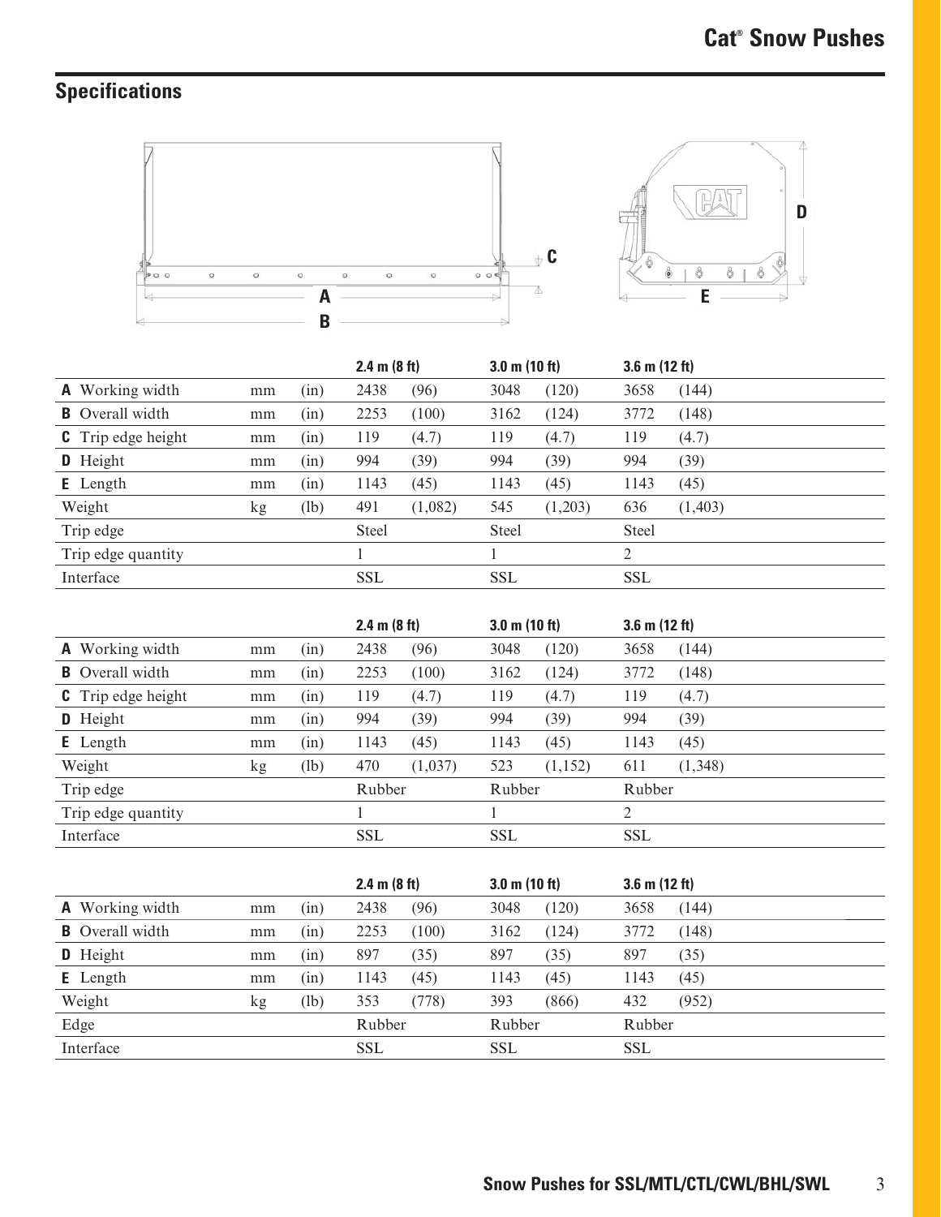## Specifications

| | | | 2.4 m (8 ft) | | 3.0 m (10 ft) | | 3.6 m (12 ft) | |
|---|---|---|---|---|---|---|---|---|
| **A** Working width | mm | (in) | 2438 | (96) | 3048 | (120) | 3658 | (144) |
| **B** Overall width | mm | (in) | 2253 | (100) | 3162 | (124) | 3772 | (148) |
| **C** Trip edge height | mm | (in) | 119 | (4.7) | 119 | (4.7) | 119 | (4.7) |
| **D** Height | mm | (in) | 994 | (39) | 994 | (39) | 994 | (39) |
| **E** Length | mm | (in) | 1143 | (45) | 1143 | (45) | 1143 | (45) |
| Weight | kg | (lb) | 491 | (1,082) | 545 | (1,203) | 636 | (1,403) |
| Trip edge | | | Steel | | Steel | | Steel | |
| Trip edge quantity | | | 1 | | 1 | | 2 | |
| Interface | | | SSL | | SSL | | SSL | |

| | | | 2.4 m (8 ft) | | 3.0 m (10 ft) | | 3.6 m (12 ft) | |
|---|---|---|---|---|---|---|---|---|
| **A** Working width | mm | (in) | 2438 | (96) | 3048 | (120) | 3658 | (144) |
| **B** Overall width | mm | (in) | 2253 | (100) | 3162 | (124) | 3772 | (148) |
| **C** Trip edge height | mm | (in) | 119 | (4.7) | 119 | (4.7) | 119 | (4.7) |
| **D** Height | mm | (in) | 994 | (39) | 994 | (39) | 994 | (39) |
| **E** Length | mm | (in) | 1143 | (45) | 1143 | (45) | 1143 | (45) |
| Weight | kg | (lb) | 470 | (1,037) | 523 | (1,152) | 611 | (1,348) |
| Trip edge | | | Rubber | | Rubber | | Rubber | |
| Trip edge quantity | | | 1 | | 1 | | 2 | |
| Interface | | | SSL | | SSL | | SSL | |

| | | | 2.4 m (8 ft) | | 3.0 m (10 ft) | | 3.6 m (12 ft) | |
|---|---|---|---|---|---|---|---|---|
| **A** Working width | mm | (in) | 2438 | (96) | 3048 | (120) | 3658 | (144) |
| **B** Overall width | mm | (in) | 2253 | (100) | 3162 | (124) | 3772 | (148) |
| **D** Height | mm | (in) | 897 | (35) | 897 | (35) | 897 | (35) |
| **E** Length | mm | (in) | 1143 | (45) | 1143 | (45) | 1143 | (45) |
| Weight | kg | (lb) | 353 | (778) | 393 | (866) | 432 | (952) |
| Edge | | | Rubber | | Rubber | | Rubber | |
| Interface | | | SSL | | SSL | | SSL | |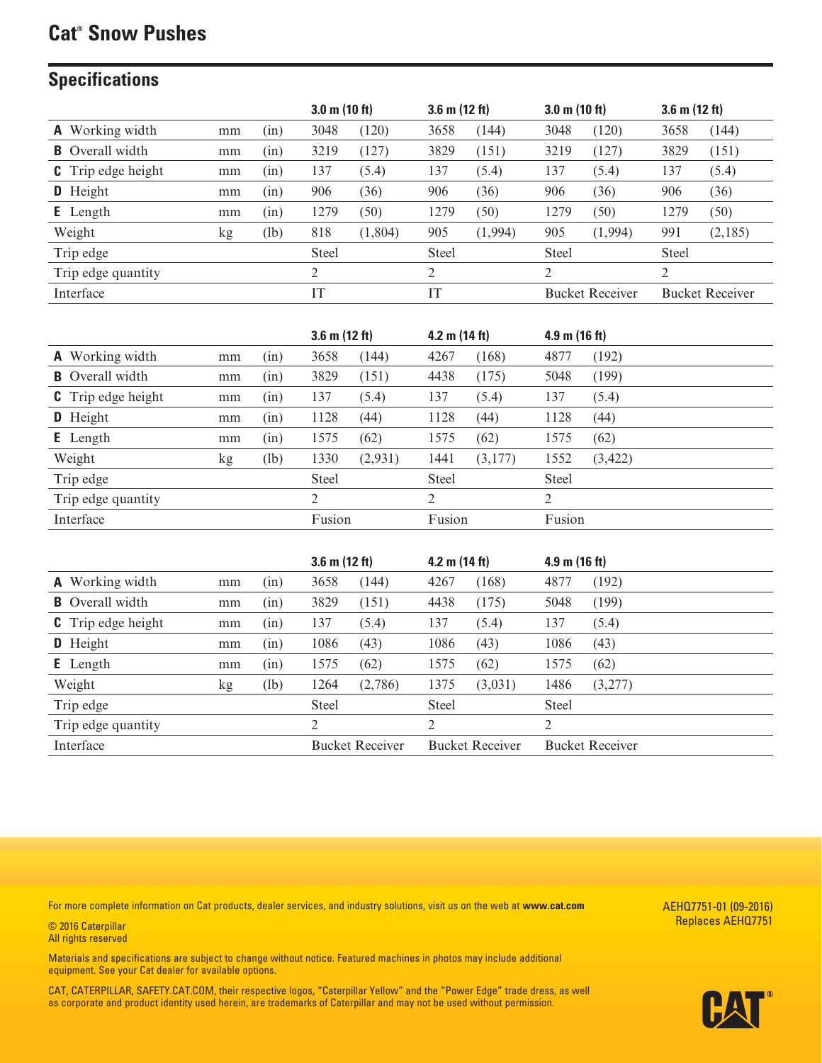# Cat® Snow Pushes

## Specifications

| | | | 3.0 m (10 ft) | | 3.6 m (12 ft) | | 3.0 m (10 ft) | | 3.6 m (12 ft) | |
|---|---|---|---|---|---|---|---|---|---|---|
| **A** Working width | mm | (in) | 3048 | (120) | 3658 | (144) | 3048 | (120) | 3658 | (144) |
| **B** Overall width | mm | (in) | 3219 | (127) | 3829 | (151) | 3219 | (127) | 3829 | (151) |
| **C** Trip edge height | mm | (in) | 137 | (5.4) | 137 | (5.4) | 137 | (5.4) | 137 | (5.4) |
| **D** Height | mm | (in) | 906 | (36) | 906 | (36) | 906 | (36) | 906 | (36) |
| **E** Length | mm | (in) | 1279 | (50) | 1279 | (50) | 1279 | (50) | 1279 | (50) |
| Weight | kg | (lb) | 818 | (1,804) | 905 | (1,994) | 905 | (1,994) | 991 | (2,185) |
| Trip edge | | | Steel | | Steel | | Steel | | Steel | |
| Trip edge quantity | | | 2 | | 2 | | 2 | | 2 | |
| Interface | | | IT | | IT | | Bucket Receiver | | Bucket Receiver | |

| | | | 3.6 m (12 ft) | | 4.2 m (14 ft) | | 4.9 m (16 ft) | |
|---|---|---|---|---|---|---|---|---|
| **A** Working width | mm | (in) | 3658 | (144) | 4267 | (168) | 4877 | (192) |
| **B** Overall width | mm | (in) | 3829 | (151) | 4438 | (175) | 5048 | (199) |
| **C** Trip edge height | mm | (in) | 137 | (5.4) | 137 | (5.4) | 137 | (5.4) |
| **D** Height | mm | (in) | 1128 | (44) | 1128 | (44) | 1128 | (44) |
| **E** Length | mm | (in) | 1575 | (62) | 1575 | (62) | 1575 | (62) |
| Weight | kg | (lb) | 1330 | (2,931) | 1441 | (3,177) | 1552 | (3,422) |
| Trip edge | | | Steel | | Steel | | Steel | |
| Trip edge quantity | | | 2 | | 2 | | 2 | |
| Interface | | | Fusion | | Fusion | | Fusion | |

| | | | 3.6 m (12 ft) | | 4.2 m (14 ft) | | 4.9 m (16 ft) | |
|---|---|---|---|---|---|---|---|---|
| **A** Working width | mm | (in) | 3658 | (144) | 4267 | (168) | 4877 | (192) |
| **B** Overall width | mm | (in) | 3829 | (151) | 4438 | (175) | 5048 | (199) |
| **C** Trip edge height | mm | (in) | 137 | (5.4) | 137 | (5.4) | 137 | (5.4) |
| **D** Height | mm | (in) | 1086 | (43) | 1086 | (43) | 1086 | (43) |
| **E** Length | mm | (in) | 1575 | (62) | 1575 | (62) | 1575 | (62) |
| Weight | kg | (lb) | 1264 | (2,786) | 1375 | (3,031) | 1486 | (3,277) |
| Trip edge | | | Steel | | Steel | | Steel | |
| Trip edge quantity | | | 2 | | 2 | | 2 | |
| Interface | | | Bucket Receiver | | Bucket Receiver | | Bucket Receiver | |

For more complete information on Cat products, dealer services, and industry solutions, visit us on the web at **www.cat.com**

© 2016 Caterpillar
All rights reserved

Materials and specifications are subject to change without notice. Featured machines in photos may include additional equipment. See your Cat dealer for available options.

CAT, CATERPILLAR, SAFETY.CAT.COM, their respective logos, "Caterpillar Yellow" and the "Power Edge" trade dress, as well as corporate and product identity used herein, are trademarks of Caterpillar and may not be used without permission.

AEHQ7751-01 (09-2016)
Replaces AEHQ7751